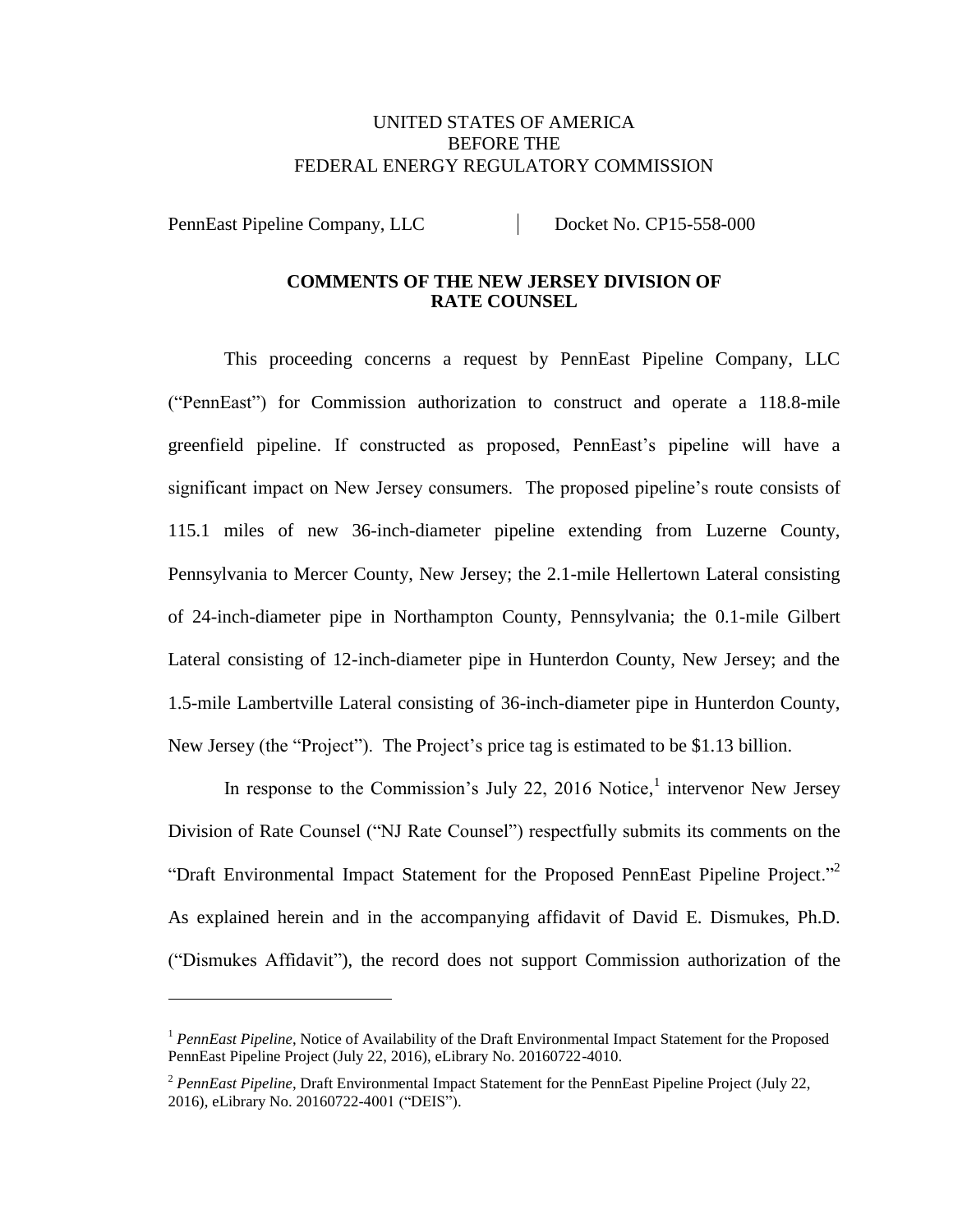UNITED STATES OF AMERICA
BEFORE THE
FEDERAL ENERGY REGULATORY COMMISSION

| PennEast Pipeline Company, LLC | Docket No. CP15-558-000 |
|---|---|

**COMMENTS OF THE NEW JERSEY DIVISION OF RATE COUNSEL**

This proceeding concerns a request by PennEast Pipeline Company, LLC ("PennEast") for Commission authorization to construct and operate a 118.8-mile greenfield pipeline. If constructed as proposed, PennEast's pipeline will have a significant impact on New Jersey consumers. The proposed pipeline's route consists of 115.1 miles of new 36-inch-diameter pipeline extending from Luzerne County, Pennsylvania to Mercer County, New Jersey; the 2.1-mile Hellertown Lateral consisting of 24-inch-diameter pipe in Northampton County, Pennsylvania; the 0.1-mile Gilbert Lateral consisting of 12-inch-diameter pipe in Hunterdon County, New Jersey; and the 1.5-mile Lambertville Lateral consisting of 36-inch-diameter pipe in Hunterdon County, New Jersey (the "Project"). The Project's price tag is estimated to be $1.13 billion.

In response to the Commission's July 22, 2016 Notice,[1] intervenor New Jersey Division of Rate Counsel ("NJ Rate Counsel") respectfully submits its comments on the "Draft Environmental Impact Statement for the Proposed PennEast Pipeline Project."[2] As explained herein and in the accompanying affidavit of David E. Dismukes, Ph.D. ("Dismukes Affidavit"), the record does not support Commission authorization of the

---

[1] *PennEast Pipeline*, Notice of Availability of the Draft Environmental Impact Statement for the Proposed PennEast Pipeline Project (July 22, 2016), eLibrary No. 20160722-4010.

[2] *PennEast Pipeline*, Draft Environmental Impact Statement for the PennEast Pipeline Project (July 22, 2016), eLibrary No. 20160722-4001 ("DEIS").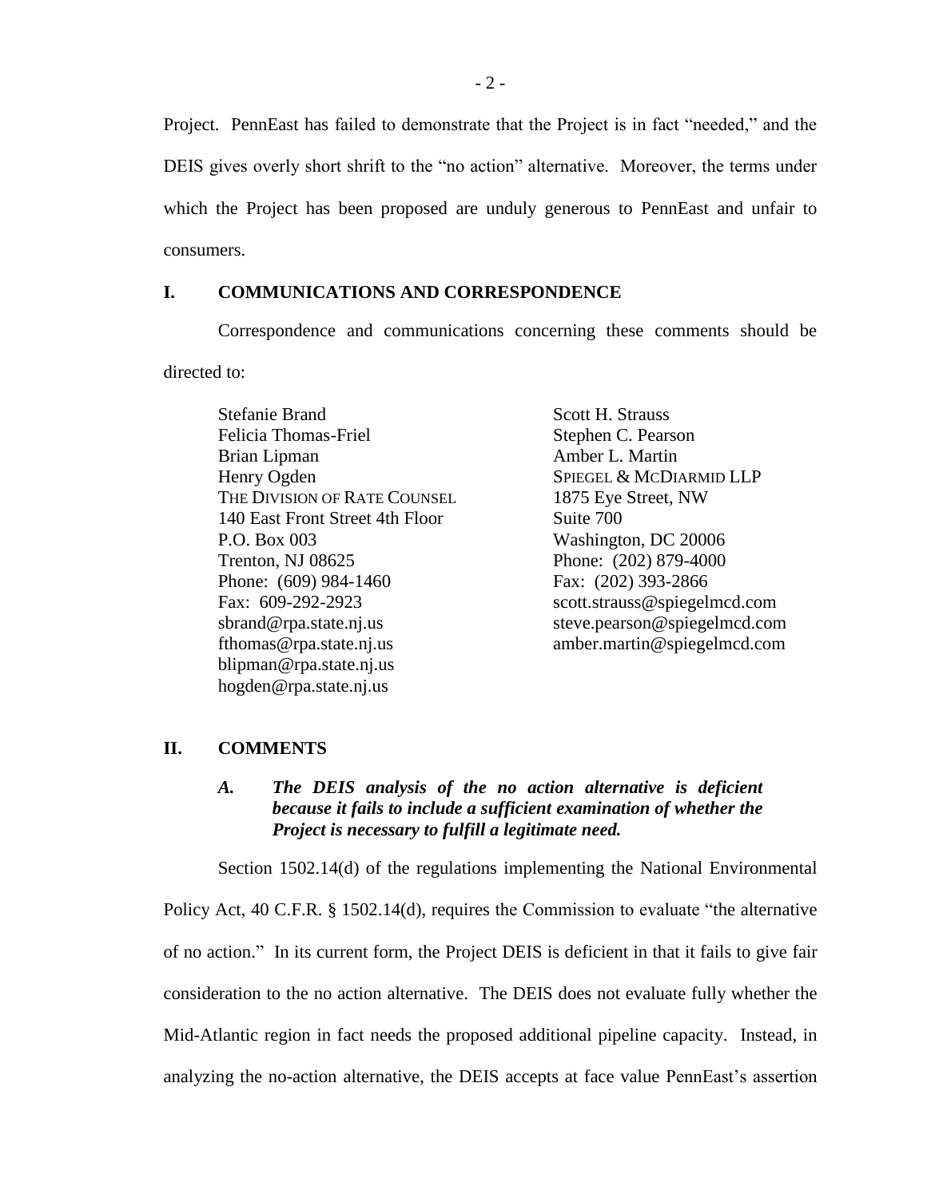Project. PennEast has failed to demonstrate that the Project is in fact "needed," and the DEIS gives overly short shrift to the "no action" alternative. Moreover, the terms under which the Project has been proposed are unduly generous to PennEast and unfair to consumers.

## I. COMMUNICATIONS AND CORRESPONDENCE

Correspondence and communications concerning these comments should be directed to:

Stefanie Brand
Felicia Thomas-Friel
Brian Lipman
Henry Ogden
THE DIVISION OF RATE COUNSEL
140 East Front Street 4th Floor
P.O. Box 003
Trenton, NJ 08625
Phone: (609) 984-1460
Fax: 609-292-2923
sbrand@rpa.state.nj.us
fthomas@rpa.state.nj.us
blipman@rpa.state.nj.us
hogden@rpa.state.nj.us

Scott H. Strauss
Stephen C. Pearson
Amber L. Martin
SPIEGEL & MCDIARMID LLP
1875 Eye Street, NW
Suite 700
Washington, DC 20006
Phone: (202) 879-4000
Fax: (202) 393-2866
scott.strauss@spiegelmcd.com
steve.pearson@spiegelmcd.com
amber.martin@spiegelmcd.com

## II. COMMENTS

### *A. The DEIS analysis of the no action alternative is deficient because it fails to include a sufficient examination of whether the Project is necessary to fulfill a legitimate need.*

Section 1502.14(d) of the regulations implementing the National Environmental Policy Act, 40 C.F.R. § 1502.14(d), requires the Commission to evaluate "the alternative of no action." In its current form, the Project DEIS is deficient in that it fails to give fair consideration to the no action alternative. The DEIS does not evaluate fully whether the Mid-Atlantic region in fact needs the proposed additional pipeline capacity. Instead, in analyzing the no-action alternative, the DEIS accepts at face value PennEast's assertion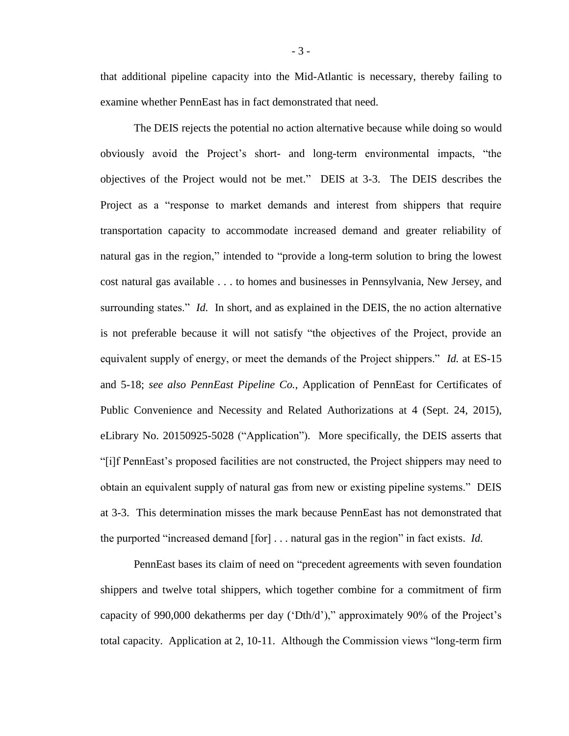that additional pipeline capacity into the Mid-Atlantic is necessary, thereby failing to examine whether PennEast has in fact demonstrated that need.

The DEIS rejects the potential no action alternative because while doing so would obviously avoid the Project's short- and long-term environmental impacts, "the objectives of the Project would not be met." DEIS at 3-3. The DEIS describes the Project as a "response to market demands and interest from shippers that require transportation capacity to accommodate increased demand and greater reliability of natural gas in the region," intended to "provide a long-term solution to bring the lowest cost natural gas available . . . to homes and businesses in Pennsylvania, New Jersey, and surrounding states." *Id.* In short, and as explained in the DEIS, the no action alternative is not preferable because it will not satisfy "the objectives of the Project, provide an equivalent supply of energy, or meet the demands of the Project shippers." *Id.* at ES-15 and 5-18; *see also PennEast Pipeline Co.*, Application of PennEast for Certificates of Public Convenience and Necessity and Related Authorizations at 4 (Sept. 24, 2015), eLibrary No. 20150925-5028 ("Application"). More specifically, the DEIS asserts that "[i]f PennEast's proposed facilities are not constructed, the Project shippers may need to obtain an equivalent supply of natural gas from new or existing pipeline systems." DEIS at 3-3. This determination misses the mark because PennEast has not demonstrated that the purported "increased demand [for] . . . natural gas in the region" in fact exists. *Id.*

PennEast bases its claim of need on "precedent agreements with seven foundation shippers and twelve total shippers, which together combine for a commitment of firm capacity of 990,000 dekatherms per day ('Dth/d')," approximately 90% of the Project's total capacity. Application at 2, 10-11. Although the Commission views "long-term firm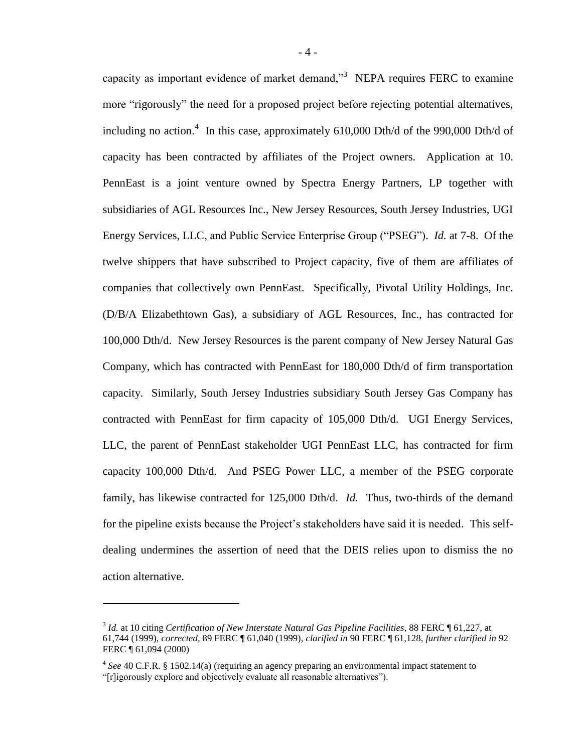capacity as important evidence of market demand,"[3] NEPA requires FERC to examine more "rigorously" the need for a proposed project before rejecting potential alternatives, including no action.[4] In this case, approximately 610,000 Dth/d of the 990,000 Dth/d of capacity has been contracted by affiliates of the Project owners. Application at 10. PennEast is a joint venture owned by Spectra Energy Partners, LP together with subsidiaries of AGL Resources Inc., New Jersey Resources, South Jersey Industries, UGI Energy Services, LLC, and Public Service Enterprise Group ("PSEG"). *Id.* at 7-8. Of the twelve shippers that have subscribed to Project capacity, five of them are affiliates of companies that collectively own PennEast. Specifically, Pivotal Utility Holdings, Inc. (D/B/A Elizabethtown Gas), a subsidiary of AGL Resources, Inc., has contracted for 100,000 Dth/d. New Jersey Resources is the parent company of New Jersey Natural Gas Company, which has contracted with PennEast for 180,000 Dth/d of firm transportation capacity. Similarly, South Jersey Industries subsidiary South Jersey Gas Company has contracted with PennEast for firm capacity of 105,000 Dth/d. UGI Energy Services, LLC, the parent of PennEast stakeholder UGI PennEast LLC, has contracted for firm capacity 100,000 Dth/d. And PSEG Power LLC, a member of the PSEG corporate family, has likewise contracted for 125,000 Dth/d. *Id.* Thus, two-thirds of the demand for the pipeline exists because the Project's stakeholders have said it is needed. This self-dealing undermines the assertion of need that the DEIS relies upon to dismiss the no action alternative.

---

[3] *Id.* at 10 citing *Certification of New Interstate Natural Gas Pipeline Facilities*, 88 FERC ¶ 61,227, at 61,744 (1999), *corrected*, 89 FERC ¶ 61,040 (1999), *clarified in* 90 FERC ¶ 61,128, *further clarified in* 92 FERC ¶ 61,094 (2000)

[4] *See* 40 C.F.R. § 1502.14(a) (requiring an agency preparing an environmental impact statement to "[r]igorously explore and objectively evaluate all reasonable alternatives").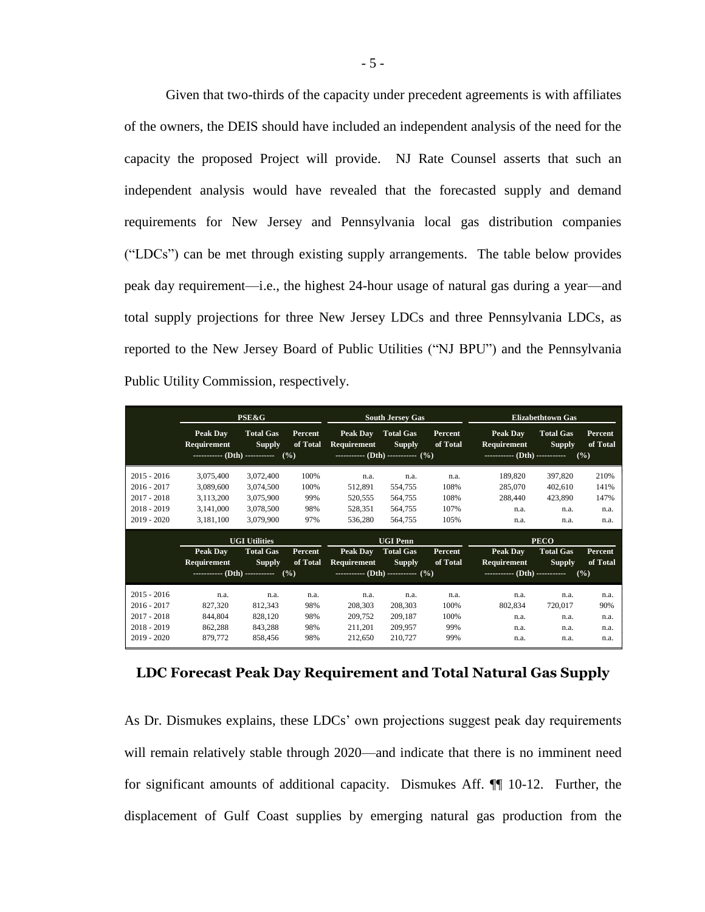Given that two-thirds of the capacity under precedent agreements is with affiliates of the owners, the DEIS should have included an independent analysis of the need for the capacity the proposed Project will provide. NJ Rate Counsel asserts that such an independent analysis would have revealed that the forecasted supply and demand requirements for New Jersey and Pennsylvania local gas distribution companies ("LDCs") can be met through existing supply arrangements. The table below provides peak day requirement—i.e., the highest 24-hour usage of natural gas during a year—and total supply projections for three New Jersey LDCs and three Pennsylvania LDCs, as reported to the New Jersey Board of Public Utilities ("NJ BPU") and the Pennsylvania Public Utility Commission, respectively.

| | PSE&G | | | South Jersey Gas | | | Elizabethtown Gas | | |
|---|---|---|---|---|---|---|---|---|---|
| | Peak Day Requirement (Dth) | Total Gas Supply (Dth) | Percent of Total (%) | Peak Day Requirement (Dth) | Total Gas Supply (Dth) | Percent of Total (%) | Peak Day Requirement (Dth) | Total Gas Supply (Dth) | Percent of Total (%) |
| 2015 - 2016 | 3,075,400 | 3,072,400 | 100% | n.a. | n.a. | n.a. | 189,820 | 397,820 | 210% |
| 2016 - 2017 | 3,089,600 | 3,074,500 | 100% | 512,891 | 554,755 | 108% | 285,070 | 402,610 | 141% |
| 2017 - 2018 | 3,113,200 | 3,075,900 | 99% | 520,555 | 564,755 | 108% | 288,440 | 423,890 | 147% |
| 2018 - 2019 | 3,141,000 | 3,078,500 | 98% | 528,351 | 564,755 | 107% | n.a. | n.a. | n.a. |
| 2019 - 2020 | 3,181,100 | 3,079,900 | 97% | 536,280 | 564,755 | 105% | n.a. | n.a. | n.a. |
| | **UGI Utilities** | | | **UGI Penn** | | | **PECO** | | |
| | Peak Day Requirement (Dth) | Total Gas Supply (Dth) | Percent of Total (%) | Peak Day Requirement (Dth) | Total Gas Supply (Dth) | Percent of Total (%) | Peak Day Requirement (Dth) | Total Gas Supply (Dth) | Percent of Total (%) |
| 2015 - 2016 | n.a. | n.a. | n.a. | n.a. | n.a. | n.a. | n.a. | n.a. | n.a. |
| 2016 - 2017 | 827,320 | 812,343 | 98% | 208,303 | 208,303 | 100% | 802,834 | 720,017 | 90% |
| 2017 - 2018 | 844,804 | 828,120 | 98% | 209,752 | 209,187 | 100% | n.a. | n.a. | n.a. |
| 2018 - 2019 | 862,288 | 843,288 | 98% | 211,201 | 209,957 | 99% | n.a. | n.a. | n.a. |
| 2019 - 2020 | 879,772 | 858,456 | 98% | 212,650 | 210,727 | 99% | n.a. | n.a. | n.a. |

**LDC Forecast Peak Day Requirement and Total Natural Gas Supply**

As Dr. Dismukes explains, these LDCs' own projections suggest peak day requirements will remain relatively stable through 2020—and indicate that there is no imminent need for significant amounts of additional capacity. Dismukes Aff. ¶¶ 10-12. Further, the displacement of Gulf Coast supplies by emerging natural gas production from the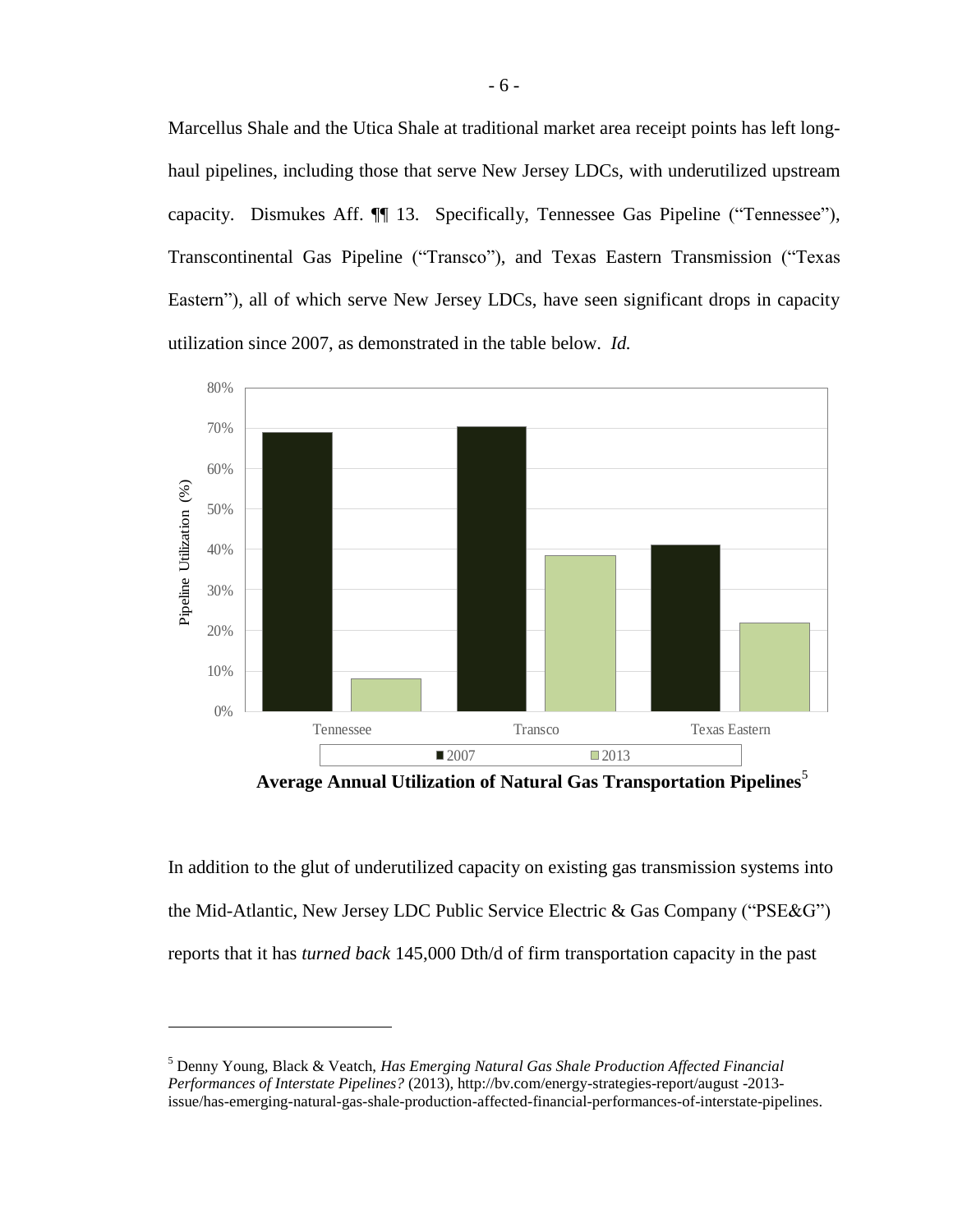Marcellus Shale and the Utica Shale at traditional market area receipt points has left long-haul pipelines, including those that serve New Jersey LDCs, with underutilized upstream capacity. Dismukes Aff. ¶¶ 13. Specifically, Tennessee Gas Pipeline ("Tennessee"), Transcontinental Gas Pipeline ("Transco"), and Texas Eastern Transmission ("Texas Eastern"), all of which serve New Jersey LDCs, have seen significant drops in capacity utilization since 2007, as demonstrated in the table below. *Id.*

**Average Annual Utilization of Natural Gas Transportation Pipelines**[5]

In addition to the glut of underutilized capacity on existing gas transmission systems into the Mid-Atlantic, New Jersey LDC Public Service Electric & Gas Company ("PSE&G") reports that it has *turned back* 145,000 Dth/d of firm transportation capacity in the past

---

[5] Denny Young, Black & Veatch, *Has Emerging Natural Gas Shale Production Affected Financial Performances of Interstate Pipelines?* (2013), http://bv.com/energy-strategies-report/august -2013-issue/has-emerging-natural-gas-shale-production-affected-financial-performances-of-interstate-pipelines.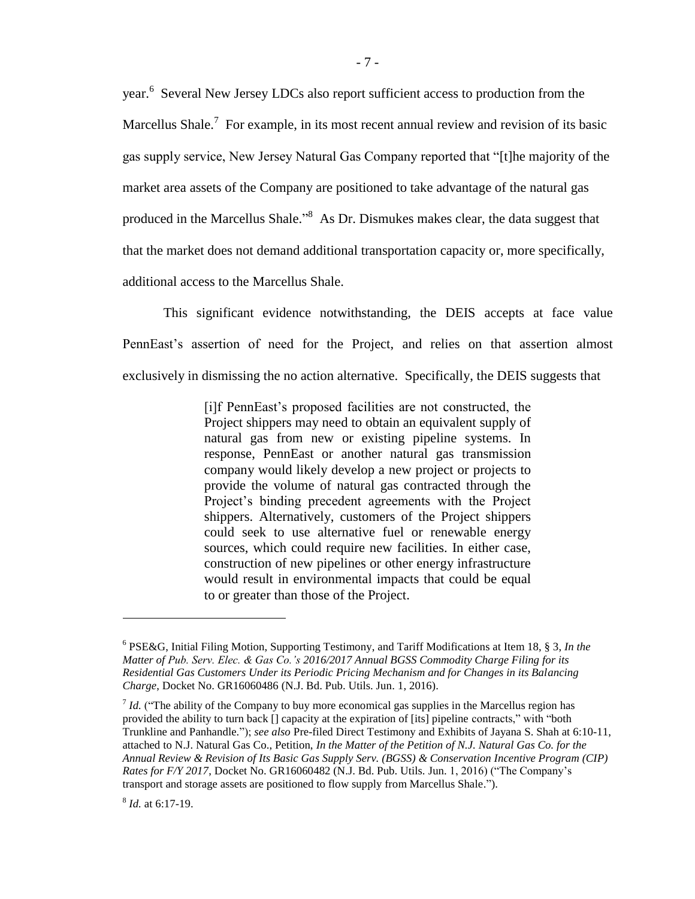year.[6] Several New Jersey LDCs also report sufficient access to production from the Marcellus Shale.[7] For example, in its most recent annual review and revision of its basic gas supply service, New Jersey Natural Gas Company reported that "[t]he majority of the market area assets of the Company are positioned to take advantage of the natural gas produced in the Marcellus Shale."[8] As Dr. Dismukes makes clear, the data suggest that that the market does not demand additional transportation capacity or, more specifically, additional access to the Marcellus Shale.

This significant evidence notwithstanding, the DEIS accepts at face value PennEast's assertion of need for the Project, and relies on that assertion almost exclusively in dismissing the no action alternative. Specifically, the DEIS suggests that

> [i]f PennEast's proposed facilities are not constructed, the Project shippers may need to obtain an equivalent supply of natural gas from new or existing pipeline systems. In response, PennEast or another natural gas transmission company would likely develop a new project or projects to provide the volume of natural gas contracted through the Project's binding precedent agreements with the Project shippers. Alternatively, customers of the Project shippers could seek to use alternative fuel or renewable energy sources, which could require new facilities. In either case, construction of new pipelines or other energy infrastructure would result in environmental impacts that could be equal to or greater than those of the Project.

---

[6] PSE&G, Initial Filing Motion, Supporting Testimony, and Tariff Modifications at Item 18, § 3, *In the Matter of Pub. Serv. Elec. & Gas Co.'s 2016/2017 Annual BGSS Commodity Charge Filing for its Residential Gas Customers Under its Periodic Pricing Mechanism and for Changes in its Balancing Charge*, Docket No. GR16060486 (N.J. Bd. Pub. Utils. Jun. 1, 2016).

[7] *Id.* ("The ability of the Company to buy more economical gas supplies in the Marcellus region has provided the ability to turn back [] capacity at the expiration of [its] pipeline contracts," with "both Trunkline and Panhandle."); *see also* Pre-filed Direct Testimony and Exhibits of Jayana S. Shah at 6:10-11, attached to N.J. Natural Gas Co., Petition, *In the Matter of the Petition of N.J. Natural Gas Co. for the Annual Review & Revision of Its Basic Gas Supply Serv. (BGSS) & Conservation Incentive Program (CIP) Rates for F/Y 2017*, Docket No. GR16060482 (N.J. Bd. Pub. Utils. Jun. 1, 2016) ("The Company's transport and storage assets are positioned to flow supply from Marcellus Shale.").

[8] *Id.* at 6:17-19.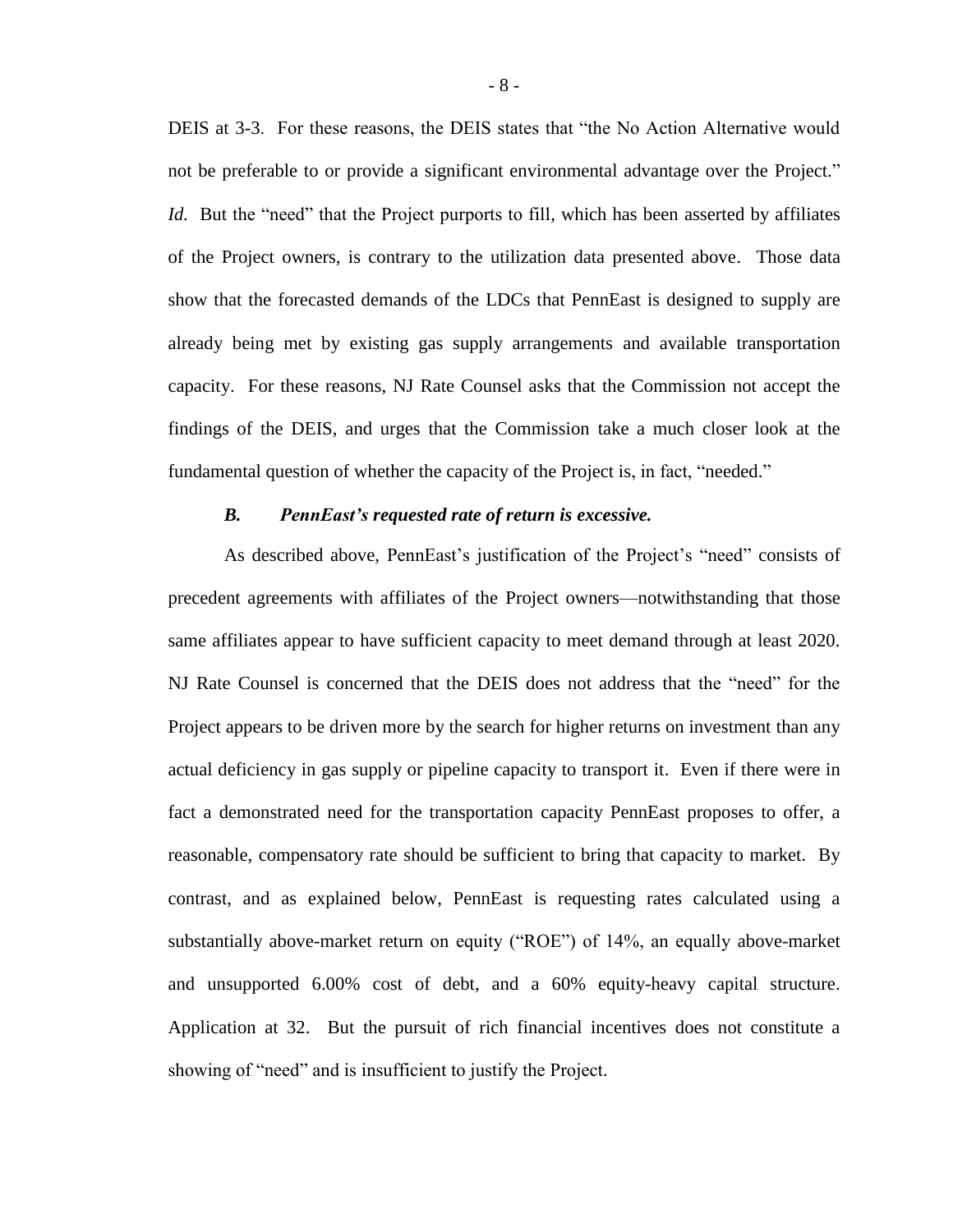DEIS at 3-3. For these reasons, the DEIS states that "the No Action Alternative would not be preferable to or provide a significant environmental advantage over the Project." *Id.* But the "need" that the Project purports to fill, which has been asserted by affiliates of the Project owners, is contrary to the utilization data presented above. Those data show that the forecasted demands of the LDCs that PennEast is designed to supply are already being met by existing gas supply arrangements and available transportation capacity. For these reasons, NJ Rate Counsel asks that the Commission not accept the findings of the DEIS, and urges that the Commission take a much closer look at the fundamental question of whether the capacity of the Project is, in fact, "needed."

### *B. PennEast's requested rate of return is excessive.*

As described above, PennEast's justification of the Project's "need" consists of precedent agreements with affiliates of the Project owners—notwithstanding that those same affiliates appear to have sufficient capacity to meet demand through at least 2020. NJ Rate Counsel is concerned that the DEIS does not address that the "need" for the Project appears to be driven more by the search for higher returns on investment than any actual deficiency in gas supply or pipeline capacity to transport it. Even if there were in fact a demonstrated need for the transportation capacity PennEast proposes to offer, a reasonable, compensatory rate should be sufficient to bring that capacity to market. By contrast, and as explained below, PennEast is requesting rates calculated using a substantially above-market return on equity ("ROE") of 14%, an equally above-market and unsupported 6.00% cost of debt, and a 60% equity-heavy capital structure. Application at 32. But the pursuit of rich financial incentives does not constitute a showing of "need" and is insufficient to justify the Project.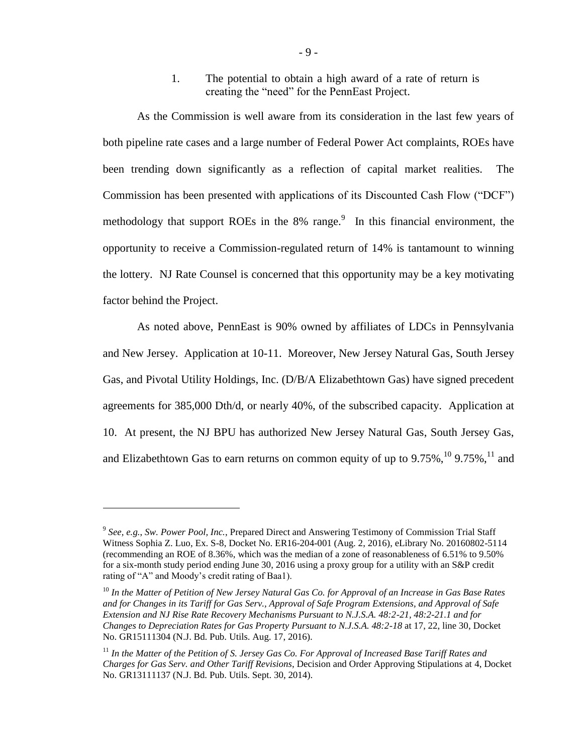1. The potential to obtain a high award of a rate of return is creating the "need" for the PennEast Project.

As the Commission is well aware from its consideration in the last few years of both pipeline rate cases and a large number of Federal Power Act complaints, ROEs have been trending down significantly as a reflection of capital market realities. The Commission has been presented with applications of its Discounted Cash Flow ("DCF") methodology that support ROEs in the 8% range.[9] In this financial environment, the opportunity to receive a Commission-regulated return of 14% is tantamount to winning the lottery. NJ Rate Counsel is concerned that this opportunity may be a key motivating factor behind the Project.

As noted above, PennEast is 90% owned by affiliates of LDCs in Pennsylvania and New Jersey. Application at 10-11. Moreover, New Jersey Natural Gas, South Jersey Gas, and Pivotal Utility Holdings, Inc. (D/B/A Elizabethtown Gas) have signed precedent agreements for 385,000 Dth/d, or nearly 40%, of the subscribed capacity. Application at 10. At present, the NJ BPU has authorized New Jersey Natural Gas, South Jersey Gas, and Elizabethtown Gas to earn returns on common equity of up to 9.75%,[10] 9.75%,[11] and

---

[9] *See, e.g.*, *Sw. Power Pool, Inc.*, Prepared Direct and Answering Testimony of Commission Trial Staff Witness Sophia Z. Luo, Ex. S-8, Docket No. ER16-204-001 (Aug. 2, 2016), eLibrary No. 20160802-5114 (recommending an ROE of 8.36%, which was the median of a zone of reasonableness of 6.51% to 9.50% for a six-month study period ending June 30, 2016 using a proxy group for a utility with an S&P credit rating of "A" and Moody's credit rating of Baa1).

[10] *In the Matter of Petition of New Jersey Natural Gas Co. for Approval of an Increase in Gas Base Rates and for Changes in its Tariff for Gas Serv., Approval of Safe Program Extensions, and Approval of Safe Extension and NJ Rise Rate Recovery Mechanisms Pursuant to N.J.S.A. 48:2-21, 48:2-21.1 and for Changes to Depreciation Rates for Gas Property Pursuant to N.J.S.A. 48:2-18* at 17, 22, line 30, Docket No. GR15111304 (N.J. Bd. Pub. Utils. Aug. 17, 2016).

[11] *In the Matter of the Petition of S. Jersey Gas Co. For Approval of Increased Base Tariff Rates and Charges for Gas Serv. and Other Tariff Revisions*, Decision and Order Approving Stipulations at 4, Docket No. GR13111137 (N.J. Bd. Pub. Utils. Sept. 30, 2014).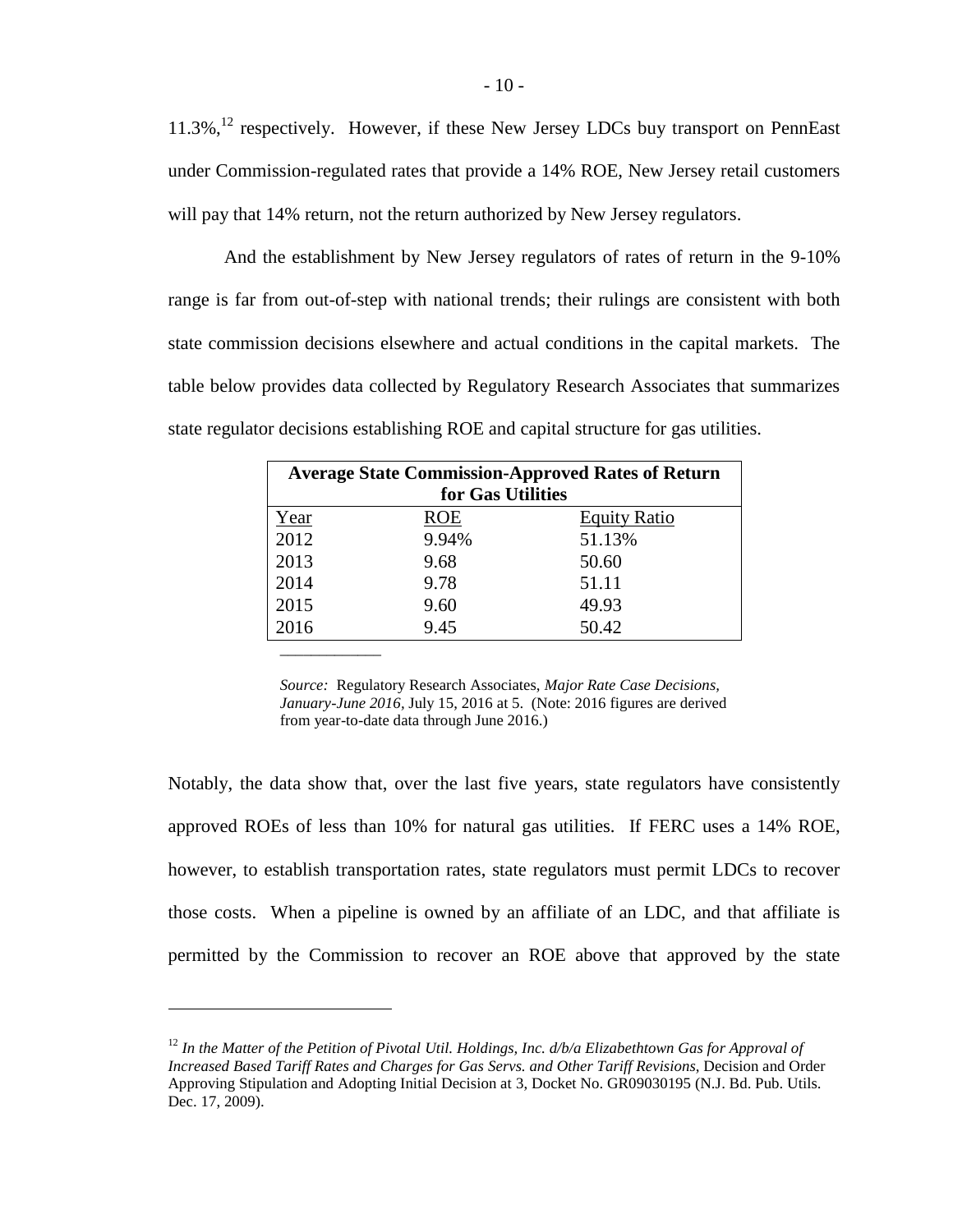11.3%,[12] respectively. However, if these New Jersey LDCs buy transport on PennEast under Commission-regulated rates that provide a 14% ROE, New Jersey retail customers will pay that 14% return, not the return authorized by New Jersey regulators.

And the establishment by New Jersey regulators of rates of return in the 9-10% range is far from out-of-step with national trends; their rulings are consistent with both state commission decisions elsewhere and actual conditions in the capital markets. The table below provides data collected by Regulatory Research Associates that summarizes state regulator decisions establishing ROE and capital structure for gas utilities.

| **Average State Commission-Approved Rates of Return for Gas Utilities** | | |
|---|---|---|
| Year | ROE | Equity Ratio |
| 2012 | 9.94% | 51.13% |
| 2013 | 9.68 | 50.60 |
| 2014 | 9.78 | 51.11 |
| 2015 | 9.60 | 49.93 |
| 2016 | 9.45 | 50.42 |

*Source:* Regulatory Research Associates, *Major Rate Case Decisions, January-June 2016*, July 15, 2016 at 5. (Note: 2016 figures are derived from year-to-date data through June 2016.)

Notably, the data show that, over the last five years, state regulators have consistently approved ROEs of less than 10% for natural gas utilities. If FERC uses a 14% ROE, however, to establish transportation rates, state regulators must permit LDCs to recover those costs. When a pipeline is owned by an affiliate of an LDC, and that affiliate is permitted by the Commission to recover an ROE above that approved by the state

---

[12] *In the Matter of the Petition of Pivotal Util. Holdings, Inc. d/b/a Elizabethtown Gas for Approval of Increased Based Tariff Rates and Charges for Gas Servs. and Other Tariff Revisions*, Decision and Order Approving Stipulation and Adopting Initial Decision at 3, Docket No. GR09030195 (N.J. Bd. Pub. Utils. Dec. 17, 2009).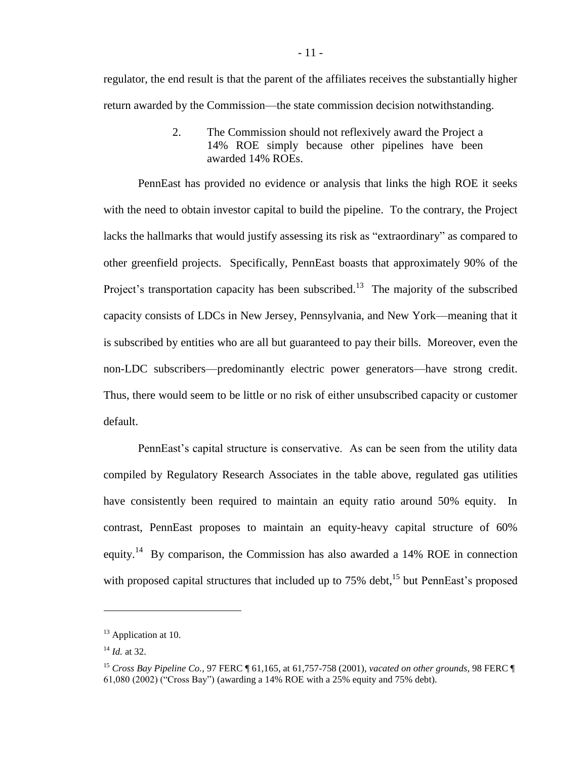regulator, the end result is that the parent of the affiliates receives the substantially higher return awarded by the Commission—the state commission decision notwithstanding.

2. The Commission should not reflexively award the Project a 14% ROE simply because other pipelines have been awarded 14% ROEs.

PennEast has provided no evidence or analysis that links the high ROE it seeks with the need to obtain investor capital to build the pipeline. To the contrary, the Project lacks the hallmarks that would justify assessing its risk as "extraordinary" as compared to other greenfield projects. Specifically, PennEast boasts that approximately 90% of the Project's transportation capacity has been subscribed.[13] The majority of the subscribed capacity consists of LDCs in New Jersey, Pennsylvania, and New York—meaning that it is subscribed by entities who are all but guaranteed to pay their bills. Moreover, even the non-LDC subscribers—predominantly electric power generators—have strong credit. Thus, there would seem to be little or no risk of either unsubscribed capacity or customer default.

PennEast's capital structure is conservative. As can be seen from the utility data compiled by Regulatory Research Associates in the table above, regulated gas utilities have consistently been required to maintain an equity ratio around 50% equity. In contrast, PennEast proposes to maintain an equity-heavy capital structure of 60% equity.[14] By comparison, the Commission has also awarded a 14% ROE in connection with proposed capital structures that included up to 75% debt,[15] but PennEast's proposed

---

[13] Application at 10.

[14] *Id.* at 32.

[15] *Cross Bay Pipeline Co.*, 97 FERC ¶ 61,165, at 61,757-758 (2001), *vacated on other grounds*, 98 FERC ¶ 61,080 (2002) ("Cross Bay") (awarding a 14% ROE with a 25% equity and 75% debt).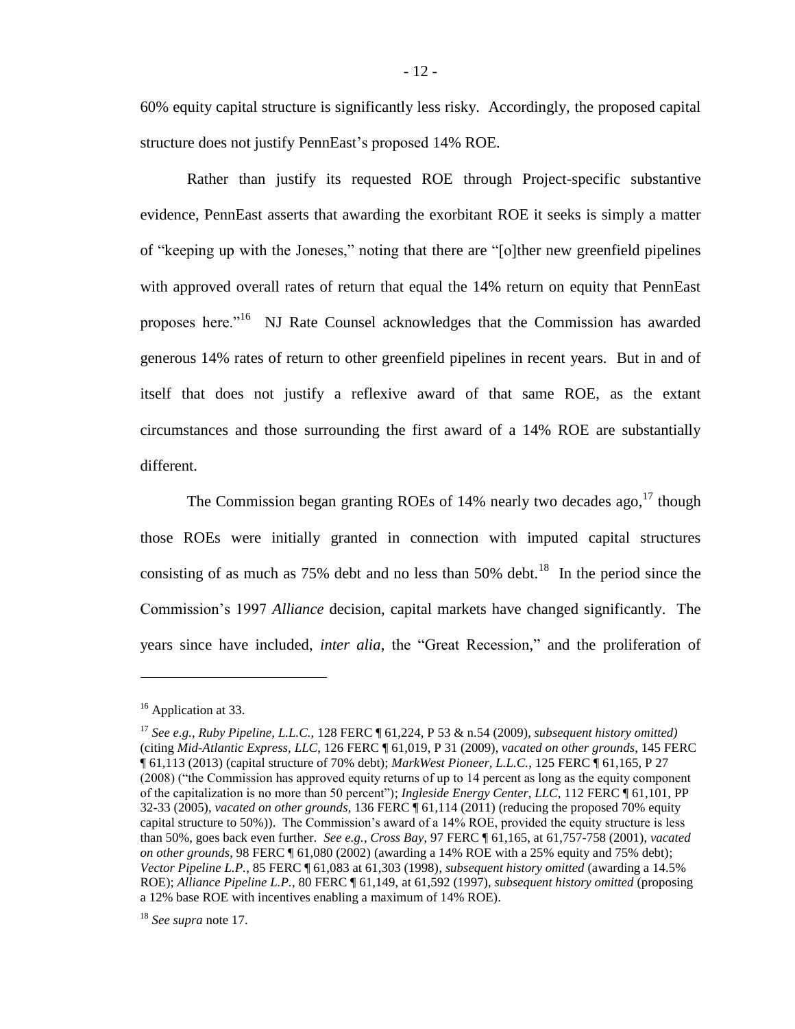60% equity capital structure is significantly less risky. Accordingly, the proposed capital structure does not justify PennEast's proposed 14% ROE.

Rather than justify its requested ROE through Project-specific substantive evidence, PennEast asserts that awarding the exorbitant ROE it seeks is simply a matter of "keeping up with the Joneses," noting that there are "[o]ther new greenfield pipelines with approved overall rates of return that equal the 14% return on equity that PennEast proposes here."[16] NJ Rate Counsel acknowledges that the Commission has awarded generous 14% rates of return to other greenfield pipelines in recent years. But in and of itself that does not justify a reflexive award of that same ROE, as the extant circumstances and those surrounding the first award of a 14% ROE are substantially different.

The Commission began granting ROEs of 14% nearly two decades ago,[17] though those ROEs were initially granted in connection with imputed capital structures consisting of as much as 75% debt and no less than 50% debt.[18] In the period since the Commission's 1997 *Alliance* decision, capital markets have changed significantly. The years since have included, *inter alia*, the "Great Recession," and the proliferation of

---

[16] Application at 33.

[17] *See e.g.*, *Ruby Pipeline, L.L.C.*, 128 FERC ¶ 61,224, P 53 & n.54 (2009), *subsequent history omitted)* (citing *Mid-Atlantic Express, LLC*, 126 FERC ¶ 61,019, P 31 (2009), *vacated on other grounds*, 145 FERC ¶ 61,113 (2013) (capital structure of 70% debt); *MarkWest Pioneer, L.L.C.*, 125 FERC ¶ 61,165, P 27 (2008) ("the Commission has approved equity returns of up to 14 percent as long as the equity component of the capitalization is no more than 50 percent"); *Ingleside Energy Center, LLC*, 112 FERC ¶ 61,101, PP 32-33 (2005), *vacated on other grounds*, 136 FERC ¶ 61,114 (2011) (reducing the proposed 70% equity capital structure to 50%)). The Commission's award of a 14% ROE, provided the equity structure is less than 50%, goes back even further. *See e.g.*, *Cross Bay*, 97 FERC ¶ 61,165, at 61,757-758 (2001), *vacated on other grounds*, 98 FERC ¶ 61,080 (2002) (awarding a 14% ROE with a 25% equity and 75% debt); *Vector Pipeline L.P.*, 85 FERC ¶ 61,083 at 61,303 (1998), *subsequent history omitted* (awarding a 14.5% ROE); *Alliance Pipeline L.P.*, 80 FERC ¶ 61,149, at 61,592 (1997), *subsequent history omitted* (proposing a 12% base ROE with incentives enabling a maximum of 14% ROE).

[18] *See supra* note 17.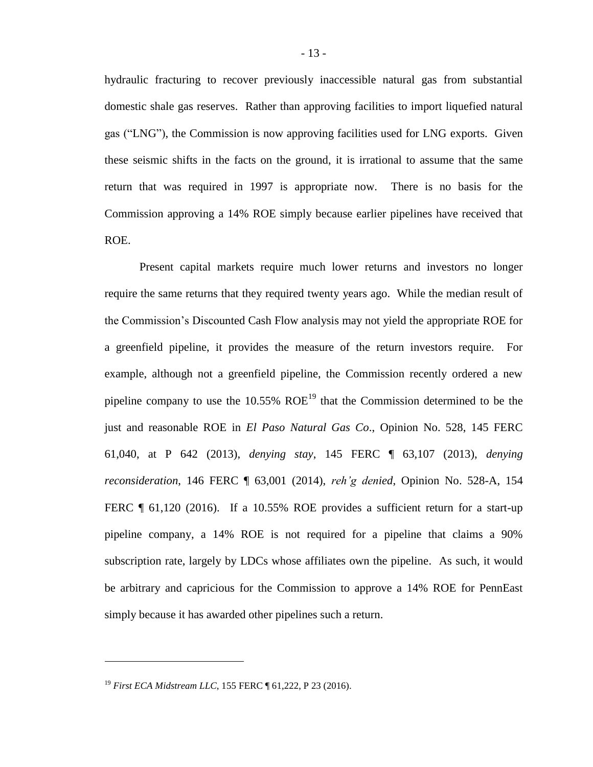hydraulic fracturing to recover previously inaccessible natural gas from substantial domestic shale gas reserves. Rather than approving facilities to import liquefied natural gas ("LNG"), the Commission is now approving facilities used for LNG exports. Given these seismic shifts in the facts on the ground, it is irrational to assume that the same return that was required in 1997 is appropriate now. There is no basis for the Commission approving a 14% ROE simply because earlier pipelines have received that ROE.

Present capital markets require much lower returns and investors no longer require the same returns that they required twenty years ago. While the median result of the Commission's Discounted Cash Flow analysis may not yield the appropriate ROE for a greenfield pipeline, it provides the measure of the return investors require. For example, although not a greenfield pipeline, the Commission recently ordered a new pipeline company to use the 10.55% ROE[19] that the Commission determined to be the just and reasonable ROE in *El Paso Natural Gas Co*., Opinion No. 528, 145 FERC 61,040, at P 642 (2013), *denying stay*, 145 FERC ¶ 63,107 (2013), *denying reconsideration*, 146 FERC ¶ 63,001 (2014), *reh'g denied*, Opinion No. 528-A, 154 FERC ¶ 61,120 (2016). If a 10.55% ROE provides a sufficient return for a start-up pipeline company, a 14% ROE is not required for a pipeline that claims a 90% subscription rate, largely by LDCs whose affiliates own the pipeline. As such, it would be arbitrary and capricious for the Commission to approve a 14% ROE for PennEast simply because it has awarded other pipelines such a return.

---

[19] *First ECA Midstream LLC*, 155 FERC ¶ 61,222, P 23 (2016).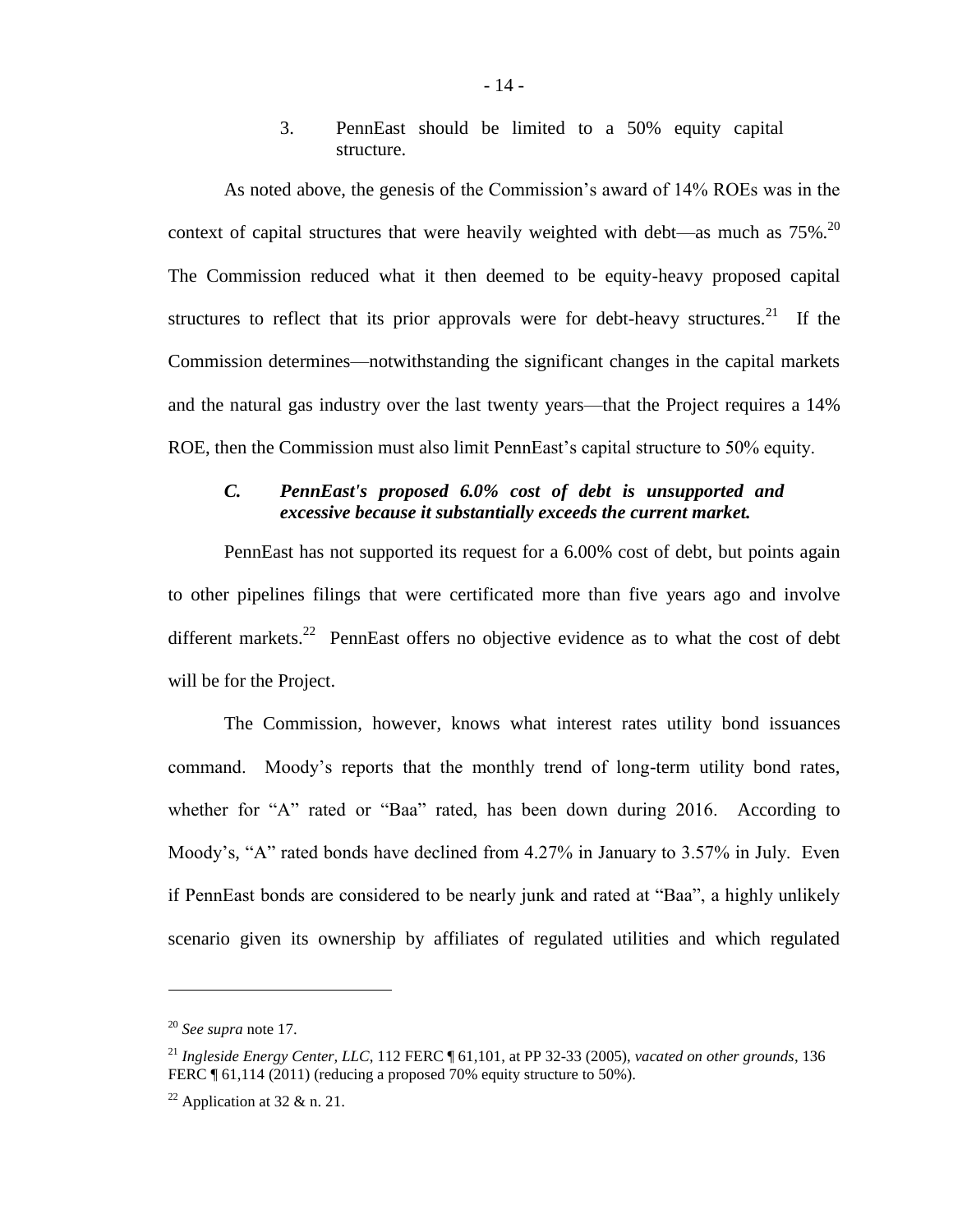3. PennEast should be limited to a 50% equity capital structure.

As noted above, the genesis of the Commission's award of 14% ROEs was in the context of capital structures that were heavily weighted with debt—as much as 75%.[20] The Commission reduced what it then deemed to be equity-heavy proposed capital structures to reflect that its prior approvals were for debt-heavy structures.[21] If the Commission determines—notwithstanding the significant changes in the capital markets and the natural gas industry over the last twenty years—that the Project requires a 14% ROE, then the Commission must also limit PennEast's capital structure to 50% equity.

### *C. PennEast's proposed 6.0% cost of debt is unsupported and excessive because it substantially exceeds the current market.*

PennEast has not supported its request for a 6.00% cost of debt, but points again to other pipelines filings that were certificated more than five years ago and involve different markets.[22] PennEast offers no objective evidence as to what the cost of debt will be for the Project.

The Commission, however, knows what interest rates utility bond issuances command. Moody's reports that the monthly trend of long-term utility bond rates, whether for "A" rated or "Baa" rated, has been down during 2016. According to Moody's, "A" rated bonds have declined from 4.27% in January to 3.57% in July. Even if PennEast bonds are considered to be nearly junk and rated at "Baa", a highly unlikely scenario given its ownership by affiliates of regulated utilities and which regulated

---

[20] *See supra* note 17.

[21] *Ingleside Energy Center, LLC*, 112 FERC ¶ 61,101, at PP 32-33 (2005), *vacated on other grounds*, 136 FERC ¶ 61,114 (2011) (reducing a proposed 70% equity structure to 50%).

[22] Application at 32 & n. 21.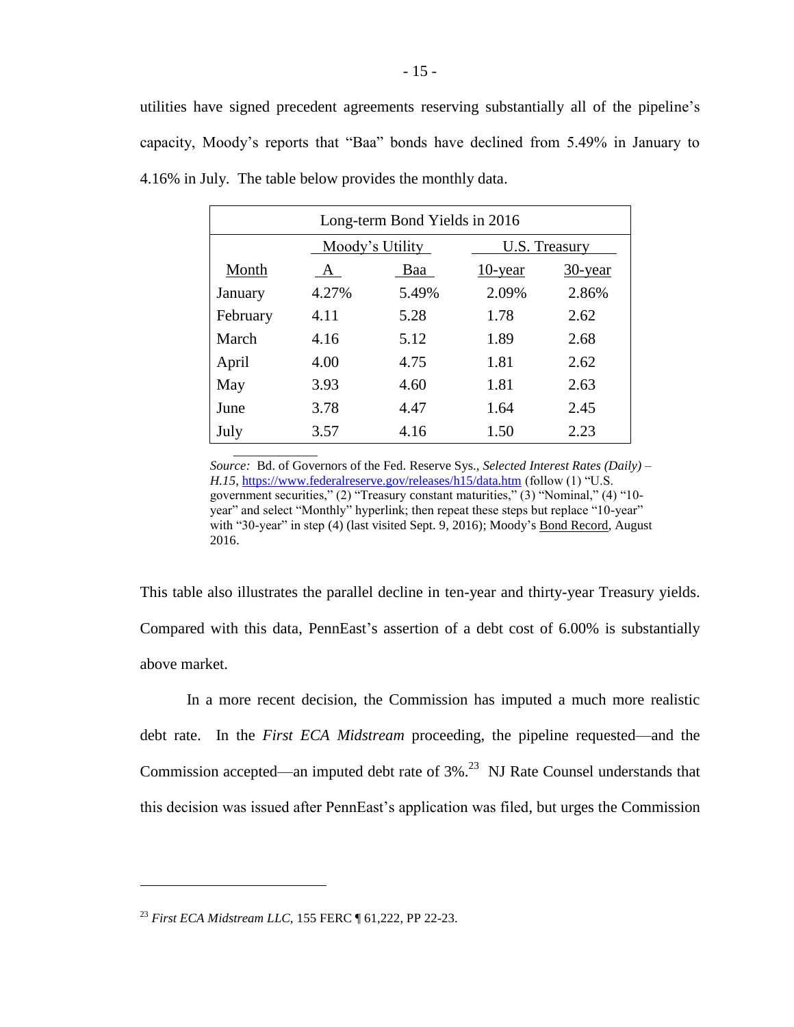utilities have signed precedent agreements reserving substantially all of the pipeline's capacity, Moody's reports that "Baa" bonds have declined from 5.49% in January to 4.16% in July. The table below provides the monthly data.

| Long-term Bond Yields in 2016 | | | | |
|---|---|---|---|---|
| | Moody's Utility | | U.S. Treasury | |
| Month | A | Baa | 10-year | 30-year |
| January | 4.27% | 5.49% | 2.09% | 2.86% |
| February | 4.11 | 5.28 | 1.78 | 2.62 |
| March | 4.16 | 5.12 | 1.89 | 2.68 |
| April | 4.00 | 4.75 | 1.81 | 2.62 |
| May | 3.93 | 4.60 | 1.81 | 2.63 |
| June | 3.78 | 4.47 | 1.64 | 2.45 |
| July | 3.57 | 4.16 | 1.50 | 2.23 |

*Source:* Bd. of Governors of the Fed. Reserve Sys., *Selected Interest Rates (Daily) – H.15*, https://www.federalreserve.gov/releases/h15/data.htm (follow (1) "U.S. government securities," (2) "Treasury constant maturities," (3) "Nominal," (4) "10-year" and select "Monthly" hyperlink; then repeat these steps but replace "10-year" with "30-year" in step (4) (last visited Sept. 9, 2016); Moody's Bond Record, August 2016.

This table also illustrates the parallel decline in ten-year and thirty-year Treasury yields. Compared with this data, PennEast's assertion of a debt cost of 6.00% is substantially above market.

In a more recent decision, the Commission has imputed a much more realistic debt rate. In the *First ECA Midstream* proceeding, the pipeline requested—and the Commission accepted—an imputed debt rate of 3%.[23] NJ Rate Counsel understands that this decision was issued after PennEast's application was filed, but urges the Commission

[23] *First ECA Midstream LLC*, 155 FERC ¶ 61,222, PP 22-23.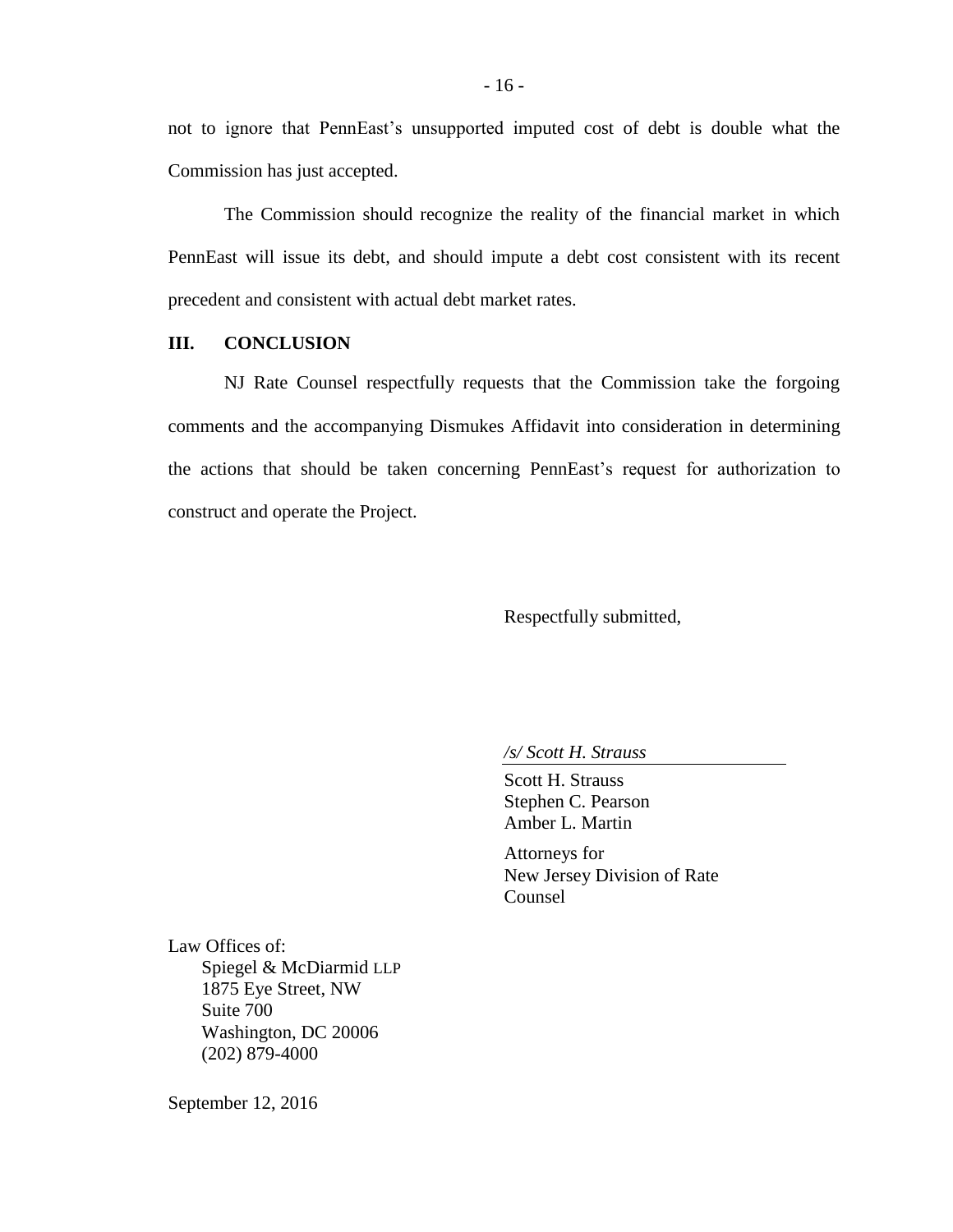not to ignore that PennEast's unsupported imputed cost of debt is double what the Commission has just accepted.

The Commission should recognize the reality of the financial market in which PennEast will issue its debt, and should impute a debt cost consistent with its recent precedent and consistent with actual debt market rates.

## III. CONCLUSION

NJ Rate Counsel respectfully requests that the Commission take the forgoing comments and the accompanying Dismukes Affidavit into consideration in determining the actions that should be taken concerning PennEast's request for authorization to construct and operate the Project.

Respectfully submitted,

*/s/ Scott H. Strauss*

Scott H. Strauss
Stephen C. Pearson
Amber L. Martin

Attorneys for
New Jersey Division of Rate Counsel

Law Offices of:
Spiegel & McDiarmid LLP
1875 Eye Street, NW
Suite 700
Washington, DC 20006
(202) 879-4000

September 12, 2016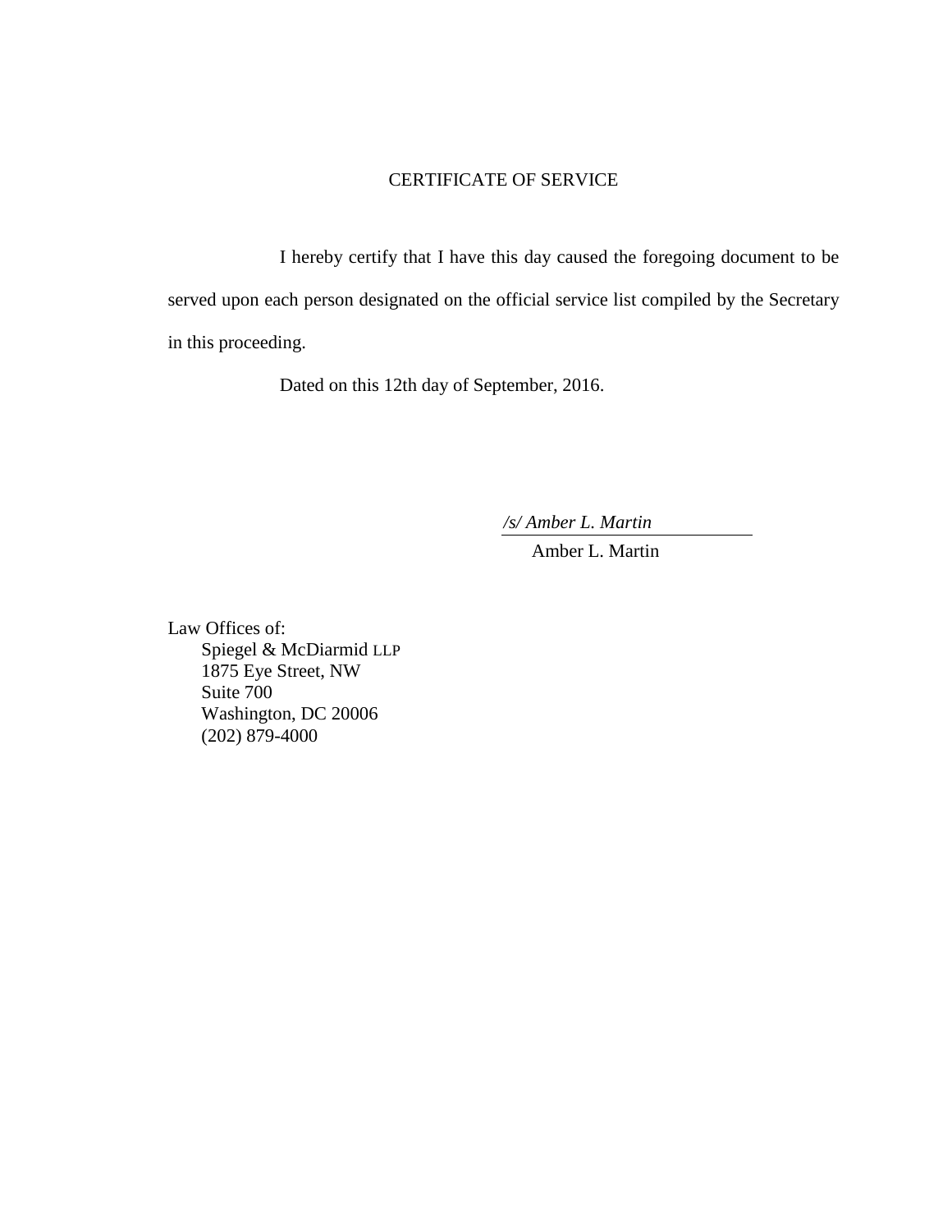# CERTIFICATE OF SERVICE

I hereby certify that I have this day caused the foregoing document to be served upon each person designated on the official service list compiled by the Secretary in this proceeding.

Dated on this 12th day of September, 2016.

*/s/ Amber L. Martin*
Amber L. Martin

Law Offices of:
Spiegel & McDiarmid LLP
1875 Eye Street, NW
Suite 700
Washington, DC 20006
(202) 879-4000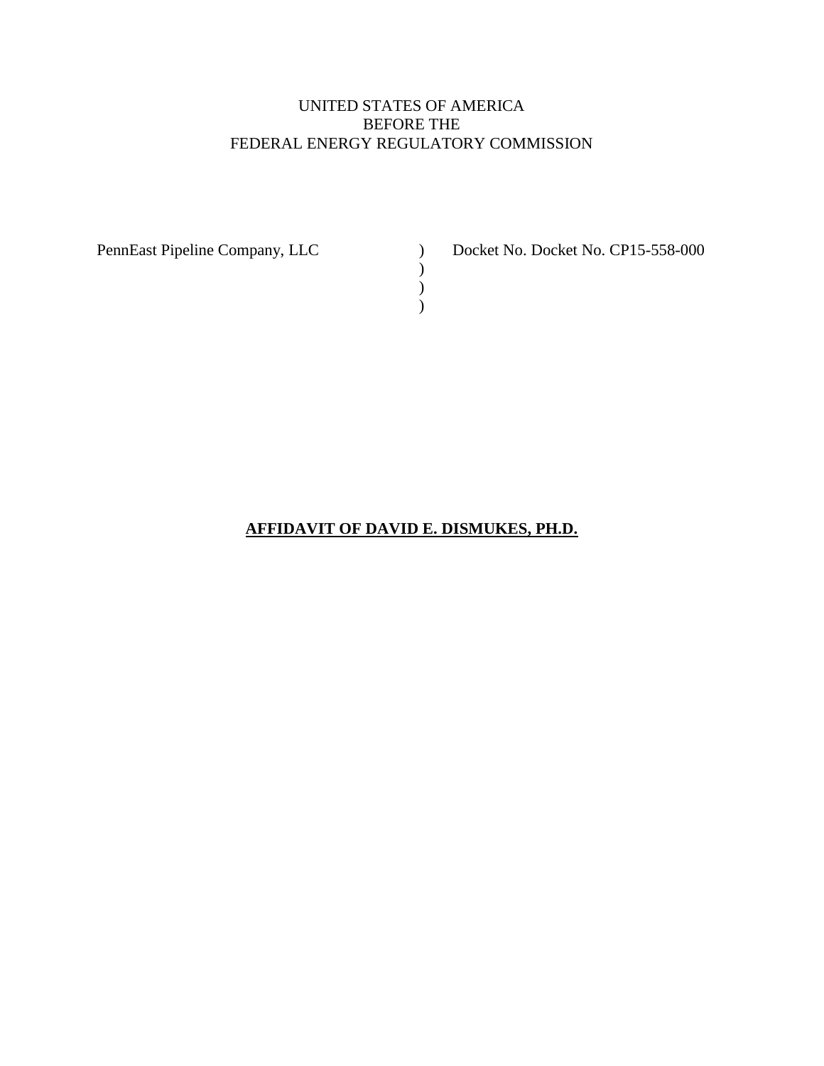UNITED STATES OF AMERICA
BEFORE THE
FEDERAL ENERGY REGULATORY COMMISSION

| | | |
|---|---|---|
| PennEast Pipeline Company, LLC | ) | Docket No. Docket No. CP15-558-000 |
| | ) | |
| | ) | |
| | ) | |

**AFFIDAVIT OF DAVID E. DISMUKES, PH.D.**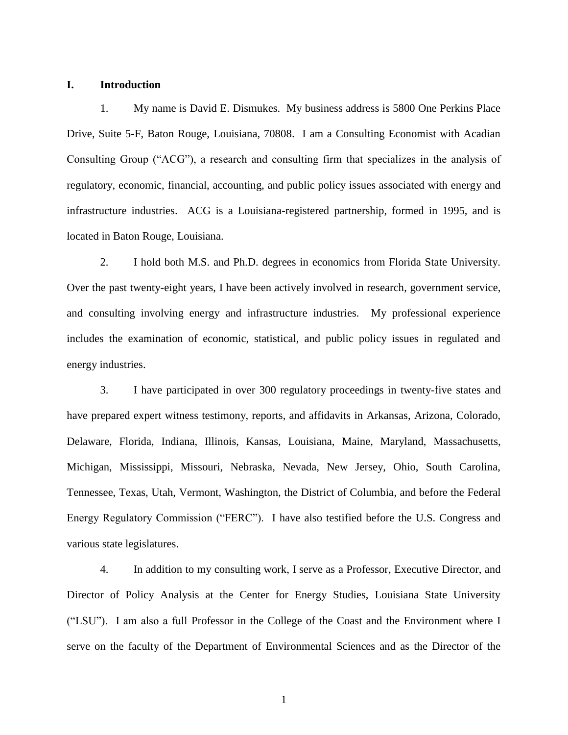## I. Introduction

1. My name is David E. Dismukes. My business address is 5800 One Perkins Place Drive, Suite 5-F, Baton Rouge, Louisiana, 70808. I am a Consulting Economist with Acadian Consulting Group ("ACG"), a research and consulting firm that specializes in the analysis of regulatory, economic, financial, accounting, and public policy issues associated with energy and infrastructure industries. ACG is a Louisiana-registered partnership, formed in 1995, and is located in Baton Rouge, Louisiana.

2. I hold both M.S. and Ph.D. degrees in economics from Florida State University. Over the past twenty-eight years, I have been actively involved in research, government service, and consulting involving energy and infrastructure industries. My professional experience includes the examination of economic, statistical, and public policy issues in regulated and energy industries.

3. I have participated in over 300 regulatory proceedings in twenty-five states and have prepared expert witness testimony, reports, and affidavits in Arkansas, Arizona, Colorado, Delaware, Florida, Indiana, Illinois, Kansas, Louisiana, Maine, Maryland, Massachusetts, Michigan, Mississippi, Missouri, Nebraska, Nevada, New Jersey, Ohio, South Carolina, Tennessee, Texas, Utah, Vermont, Washington, the District of Columbia, and before the Federal Energy Regulatory Commission ("FERC"). I have also testified before the U.S. Congress and various state legislatures.

4. In addition to my consulting work, I serve as a Professor, Executive Director, and Director of Policy Analysis at the Center for Energy Studies, Louisiana State University ("LSU"). I am also a full Professor in the College of the Coast and the Environment where I serve on the faculty of the Department of Environmental Sciences and as the Director of the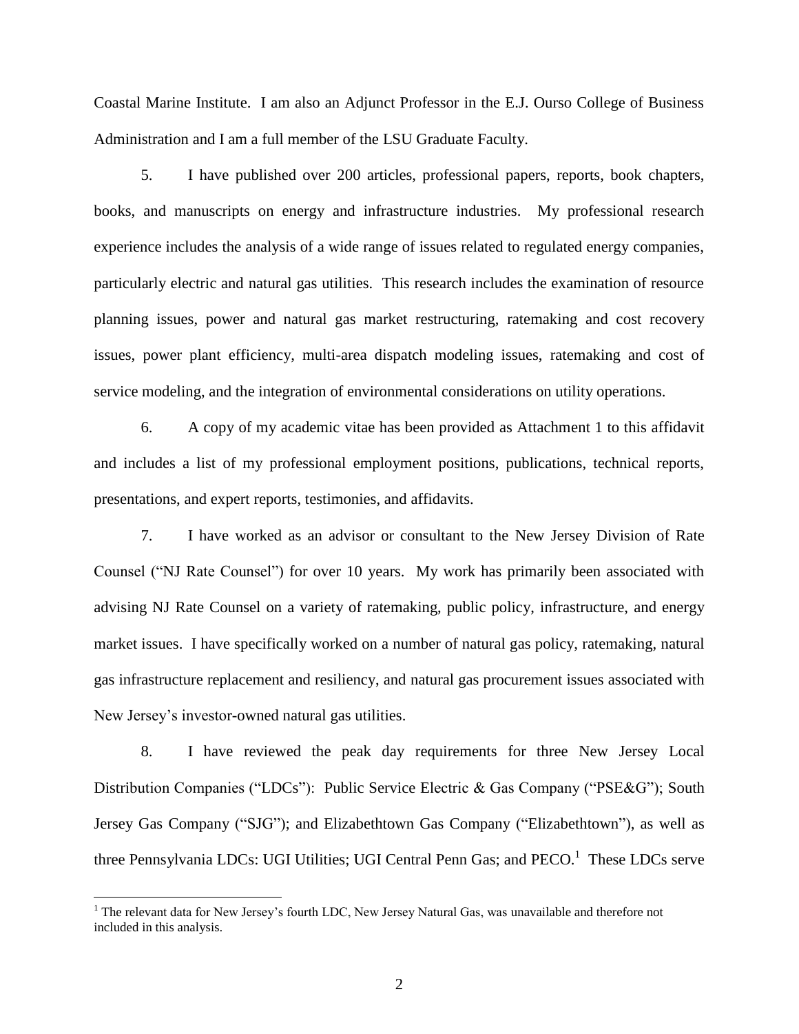Coastal Marine Institute. I am also an Adjunct Professor in the E.J. Ourso College of Business Administration and I am a full member of the LSU Graduate Faculty.

5. I have published over 200 articles, professional papers, reports, book chapters, books, and manuscripts on energy and infrastructure industries. My professional research experience includes the analysis of a wide range of issues related to regulated energy companies, particularly electric and natural gas utilities. This research includes the examination of resource planning issues, power and natural gas market restructuring, ratemaking and cost recovery issues, power plant efficiency, multi-area dispatch modeling issues, ratemaking and cost of service modeling, and the integration of environmental considerations on utility operations.

6. A copy of my academic vitae has been provided as Attachment 1 to this affidavit and includes a list of my professional employment positions, publications, technical reports, presentations, and expert reports, testimonies, and affidavits.

7. I have worked as an advisor or consultant to the New Jersey Division of Rate Counsel ("NJ Rate Counsel") for over 10 years. My work has primarily been associated with advising NJ Rate Counsel on a variety of ratemaking, public policy, infrastructure, and energy market issues. I have specifically worked on a number of natural gas policy, ratemaking, natural gas infrastructure replacement and resiliency, and natural gas procurement issues associated with New Jersey's investor-owned natural gas utilities.

8. I have reviewed the peak day requirements for three New Jersey Local Distribution Companies ("LDCs"): Public Service Electric & Gas Company ("PSE&G"); South Jersey Gas Company ("SJG"); and Elizabethtown Gas Company ("Elizabethtown"), as well as three Pennsylvania LDCs: UGI Utilities; UGI Central Penn Gas; and PECO.[1] These LDCs serve

[1] The relevant data for New Jersey's fourth LDC, New Jersey Natural Gas, was unavailable and therefore not included in this analysis.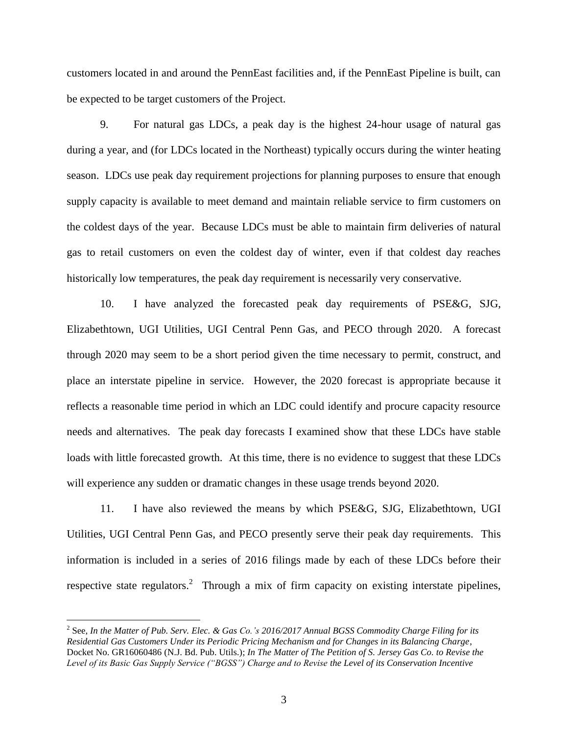customers located in and around the PennEast facilities and, if the PennEast Pipeline is built, can be expected to be target customers of the Project.

9. For natural gas LDCs, a peak day is the highest 24-hour usage of natural gas during a year, and (for LDCs located in the Northeast) typically occurs during the winter heating season. LDCs use peak day requirement projections for planning purposes to ensure that enough supply capacity is available to meet demand and maintain reliable service to firm customers on the coldest days of the year. Because LDCs must be able to maintain firm deliveries of natural gas to retail customers on even the coldest day of winter, even if that coldest day reaches historically low temperatures, the peak day requirement is necessarily very conservative.

10. I have analyzed the forecasted peak day requirements of PSE&G, SJG, Elizabethtown, UGI Utilities, UGI Central Penn Gas, and PECO through 2020. A forecast through 2020 may seem to be a short period given the time necessary to permit, construct, and place an interstate pipeline in service. However, the 2020 forecast is appropriate because it reflects a reasonable time period in which an LDC could identify and procure capacity resource needs and alternatives. The peak day forecasts I examined show that these LDCs have stable loads with little forecasted growth. At this time, there is no evidence to suggest that these LDCs will experience any sudden or dramatic changes in these usage trends beyond 2020.

11. I have also reviewed the means by which PSE&G, SJG, Elizabethtown, UGI Utilities, UGI Central Penn Gas, and PECO presently serve their peak day requirements. This information is included in a series of 2016 filings made by each of these LDCs before their respective state regulators.[2] Through a mix of firm capacity on existing interstate pipelines,

---

[2] See, *In the Matter of Pub. Serv. Elec. & Gas Co.'s 2016/2017 Annual BGSS Commodity Charge Filing for its Residential Gas Customers Under its Periodic Pricing Mechanism and for Changes in its Balancing Charge*, Docket No. GR16060486 (N.J. Bd. Pub. Utils.); *In The Matter of The Petition of S. Jersey Gas Co. to Revise the Level of its Basic Gas Supply Service ("BGSS") Charge and to Revise the Level of its Conservation Incentive*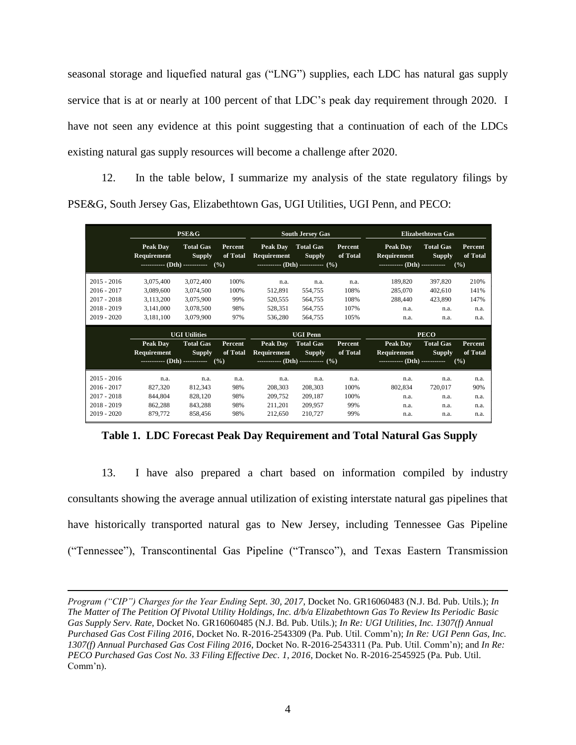seasonal storage and liquefied natural gas ("LNG") supplies, each LDC has natural gas supply service that is at or nearly at 100 percent of that LDC's peak day requirement through 2020. I have not seen any evidence at this point suggesting that a continuation of each of the LDCs existing natural gas supply resources will become a challenge after 2020.

12. In the table below, I summarize my analysis of the state regulatory filings by PSE&G, South Jersey Gas, Elizabethtown Gas, UGI Utilities, UGI Penn, and PECO:

| | PSE&G | | | South Jersey Gas | | | Elizabethtown Gas | | |
|---|---|---|---|---|---|---|---|---|---|
| | Peak Day Requirement | Total Gas Supply | Percent of Total | Peak Day Requirement | Total Gas Supply | Percent of Total | Peak Day Requirement | Total Gas Supply | Percent of Total |
| | ----------- (Dth) ----------- | | (%) | ----------- (Dth) ----------- | | (%) | ----------- (Dth) ----------- | | (%) |
| 2015 - 2016 | 3,075,400 | 3,072,400 | 100% | n.a. | n.a. | n.a. | 189,820 | 397,820 | 210% |
| 2016 - 2017 | 3,089,600 | 3,074,500 | 100% | 512,891 | 554,755 | 108% | 285,070 | 402,610 | 141% |
| 2017 - 2018 | 3,113,200 | 3,075,900 | 99% | 520,555 | 564,755 | 108% | 288,440 | 423,890 | 147% |
| 2018 - 2019 | 3,141,000 | 3,078,500 | 98% | 528,351 | 564,755 | 107% | n.a. | n.a. | n.a. |
| 2019 - 2020 | 3,181,100 | 3,079,900 | 97% | 536,280 | 564,755 | 105% | n.a. | n.a. | n.a. |
| | **UGI Utilities** | | | **UGI Penn** | | | **PECO** | | |
| | Peak Day Requirement | Total Gas Supply | Percent of Total | Peak Day Requirement | Total Gas Supply | Percent of Total | Peak Day Requirement | Total Gas Supply | Percent of Total |
| | ----------- (Dth) ----------- | | (%) | ----------- (Dth) ----------- | | (%) | ----------- (Dth) ----------- | | (%) |
| 2015 - 2016 | n.a. | n.a. | n.a. | n.a. | n.a. | n.a. | n.a. | n.a. | n.a. |
| 2016 - 2017 | 827,320 | 812,343 | 98% | 208,303 | 208,303 | 100% | 802,834 | 720,017 | 90% |
| 2017 - 2018 | 844,804 | 828,120 | 98% | 209,752 | 209,187 | 100% | n.a. | n.a. | n.a. |
| 2018 - 2019 | 862,288 | 843,288 | 98% | 211,201 | 209,957 | 99% | n.a. | n.a. | n.a. |
| 2019 - 2020 | 879,772 | 858,456 | 98% | 212,650 | 210,727 | 99% | n.a. | n.a. | n.a. |

**Table 1. LDC Forecast Peak Day Requirement and Total Natural Gas Supply**

13. I have also prepared a chart based on information compiled by industry consultants showing the average annual utilization of existing interstate natural gas pipelines that have historically transported natural gas to New Jersey, including Tennessee Gas Pipeline ("Tennessee"), Transcontinental Gas Pipeline ("Transco"), and Texas Eastern Transmission

---

*Program ("CIP") Charges for the Year Ending Sept. 30, 2017*, Docket No. GR16060483 (N.J. Bd. Pub. Utils.); *In The Matter of The Petition Of Pivotal Utility Holdings, Inc. d/b/a Elizabethtown Gas To Review Its Periodic Basic Gas Supply Serv. Rate*, Docket No. GR16060485 (N.J. Bd. Pub. Utils.); *In Re: UGI Utilities, Inc. 1307(f) Annual Purchased Gas Cost Filing 2016*, Docket No. R-2016-2543309 (Pa. Pub. Util. Comm'n); *In Re: UGI Penn Gas, Inc. 1307(f) Annual Purchased Gas Cost Filing 2016*, Docket No. R-2016-2543311 (Pa. Pub. Util. Comm'n); and *In Re: PECO Purchased Gas Cost No. 33 Filing Effective Dec. 1, 2016*, Docket No. R-2016-2545925 (Pa. Pub. Util. Comm'n).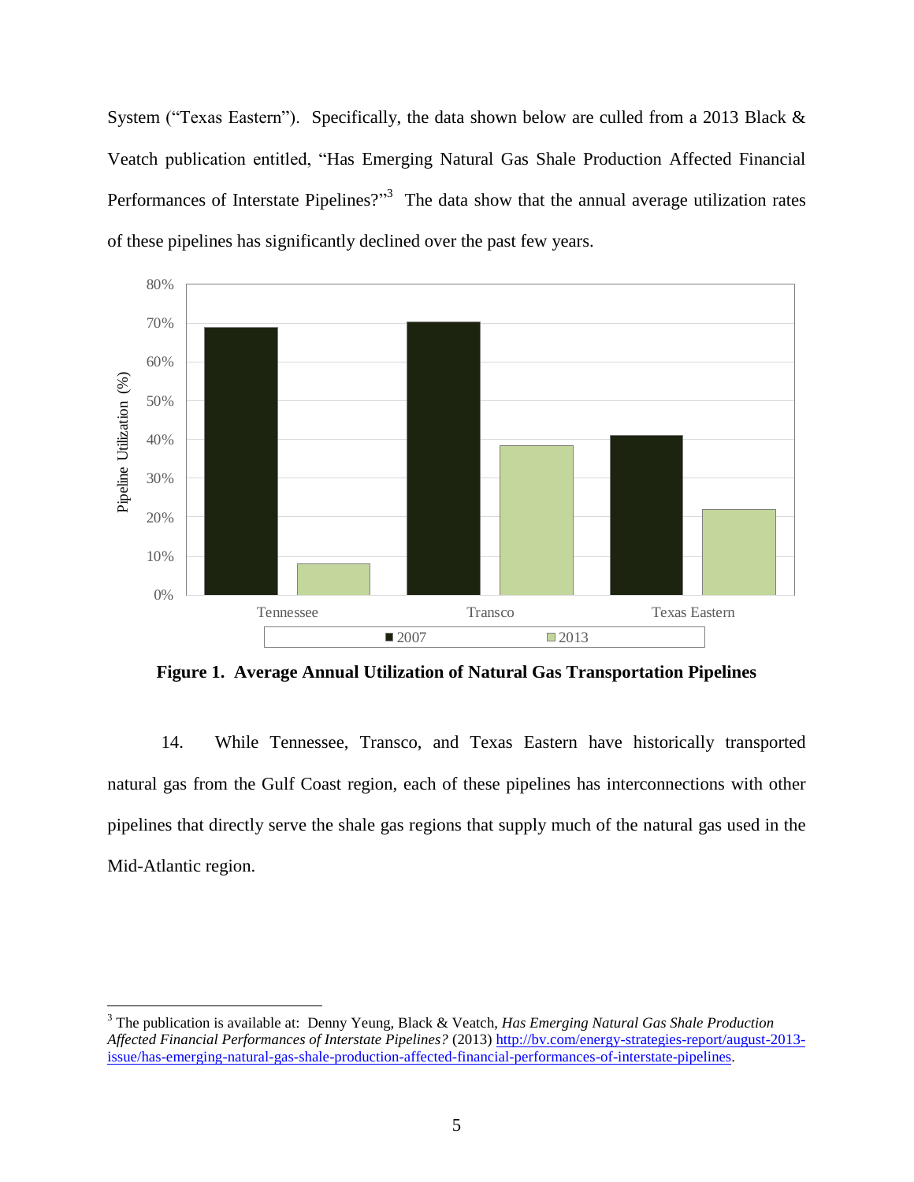System ("Texas Eastern"). Specifically, the data shown below are culled from a 2013 Black & Veatch publication entitled, "Has Emerging Natural Gas Shale Production Affected Financial Performances of Interstate Pipelines?"[3] The data show that the annual average utilization rates of these pipelines has significantly declined over the past few years.

**Figure 1. Average Annual Utilization of Natural Gas Transportation Pipelines**

14. While Tennessee, Transco, and Texas Eastern have historically transported natural gas from the Gulf Coast region, each of these pipelines has interconnections with other pipelines that directly serve the shale gas regions that supply much of the natural gas used in the Mid-Atlantic region.

---

[3] The publication is available at: Denny Yeung, Black & Veatch, *Has Emerging Natural Gas Shale Production Affected Financial Performances of Interstate Pipelines?* (2013) http://bv.com/energy-strategies-report/august-2013-issue/has-emerging-natural-gas-shale-production-affected-financial-performances-of-interstate-pipelines.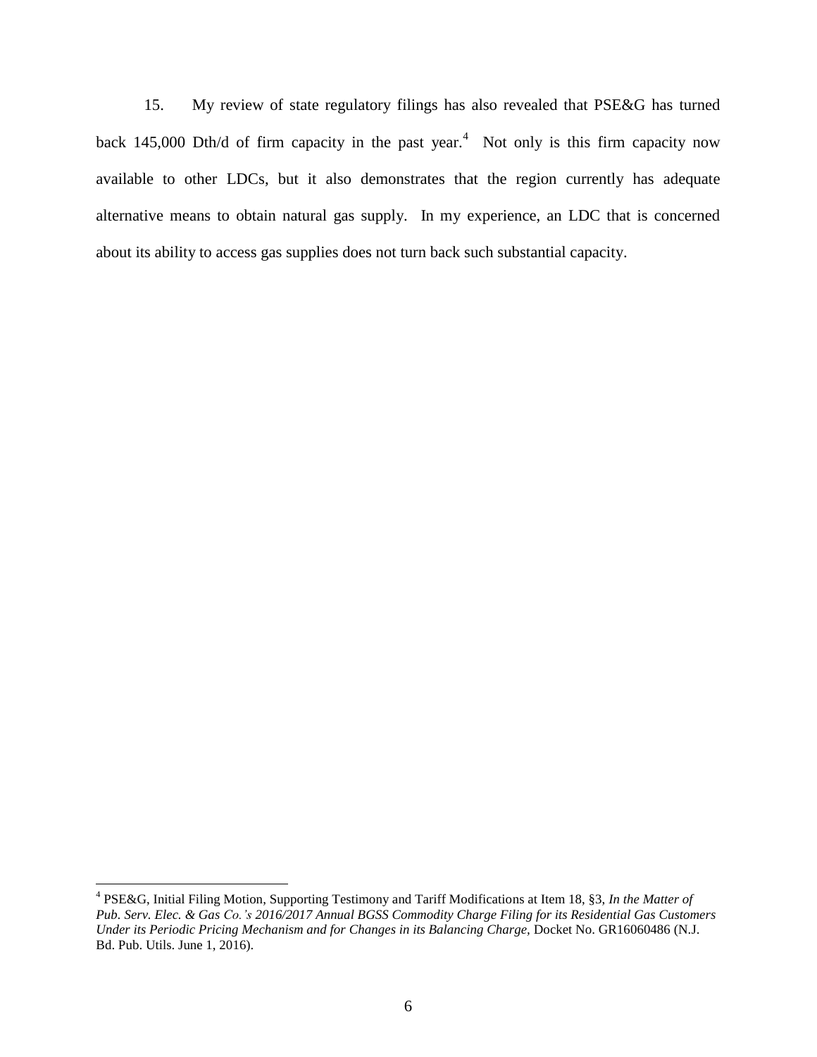15. My review of state regulatory filings has also revealed that PSE&G has turned back 145,000 Dth/d of firm capacity in the past year.[4] Not only is this firm capacity now available to other LDCs, but it also demonstrates that the region currently has adequate alternative means to obtain natural gas supply. In my experience, an LDC that is concerned about its ability to access gas supplies does not turn back such substantial capacity.

---

[4] PSE&G, Initial Filing Motion, Supporting Testimony and Tariff Modifications at Item 18, §3, *In the Matter of Pub. Serv. Elec. & Gas Co.'s 2016/2017 Annual BGSS Commodity Charge Filing for its Residential Gas Customers Under its Periodic Pricing Mechanism and for Changes in its Balancing Charge*, Docket No. GR16060486 (N.J. Bd. Pub. Utils. June 1, 2016).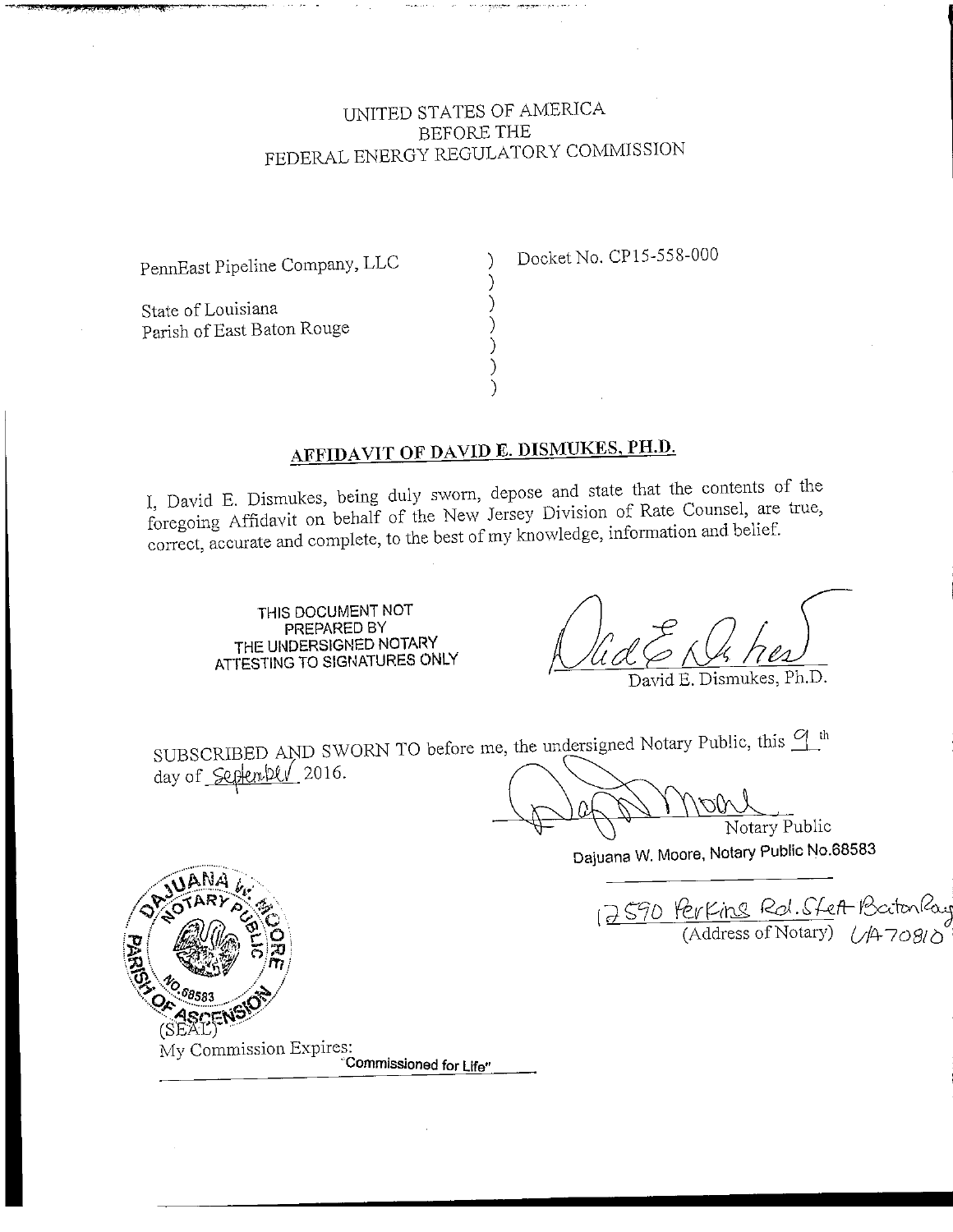UNITED STATES OF AMERICA
BEFORE THE
FEDERAL ENERGY REGULATORY COMMISSION

| | | |
|---|---|---|
| PennEast Pipeline Company, LLC<br><br>State of Louisiana<br>Parish of East Baton Rouge | )<br>)<br>)<br>)<br>)<br>)<br>) | Docket No. CP15-558-000 |

## AFFIDAVIT OF DAVID E. DISMUKES, PH.D.

I, David E. Dismukes, being duly sworn, depose and state that the contents of the foregoing Affidavit on behalf of the New Jersey Division of Rate Counsel, are true, correct, accurate and complete, to the best of my knowledge, information and belief.

THIS DOCUMENT NOT PREPARED BY THE UNDERSIGNED NOTARY ATTESTING TO SIGNATURES ONLY

David E. Dismukes, Ph.D.

SUBSCRIBED AND SWORN TO before me, the undersigned Notary Public, this 9th day of September 2016.

Notary Public

Dajuana W. Moore, Notary Public No.68583

12590 Perkins Rd. St. Baton Rouge LA 70810
(Address of Notary)

(SEAL)

DAJUANA W. MOORE NOTARY PUBLIC PARISH OF ASCENSION NO. 68583

My Commission Expires: "Commissioned for Life"